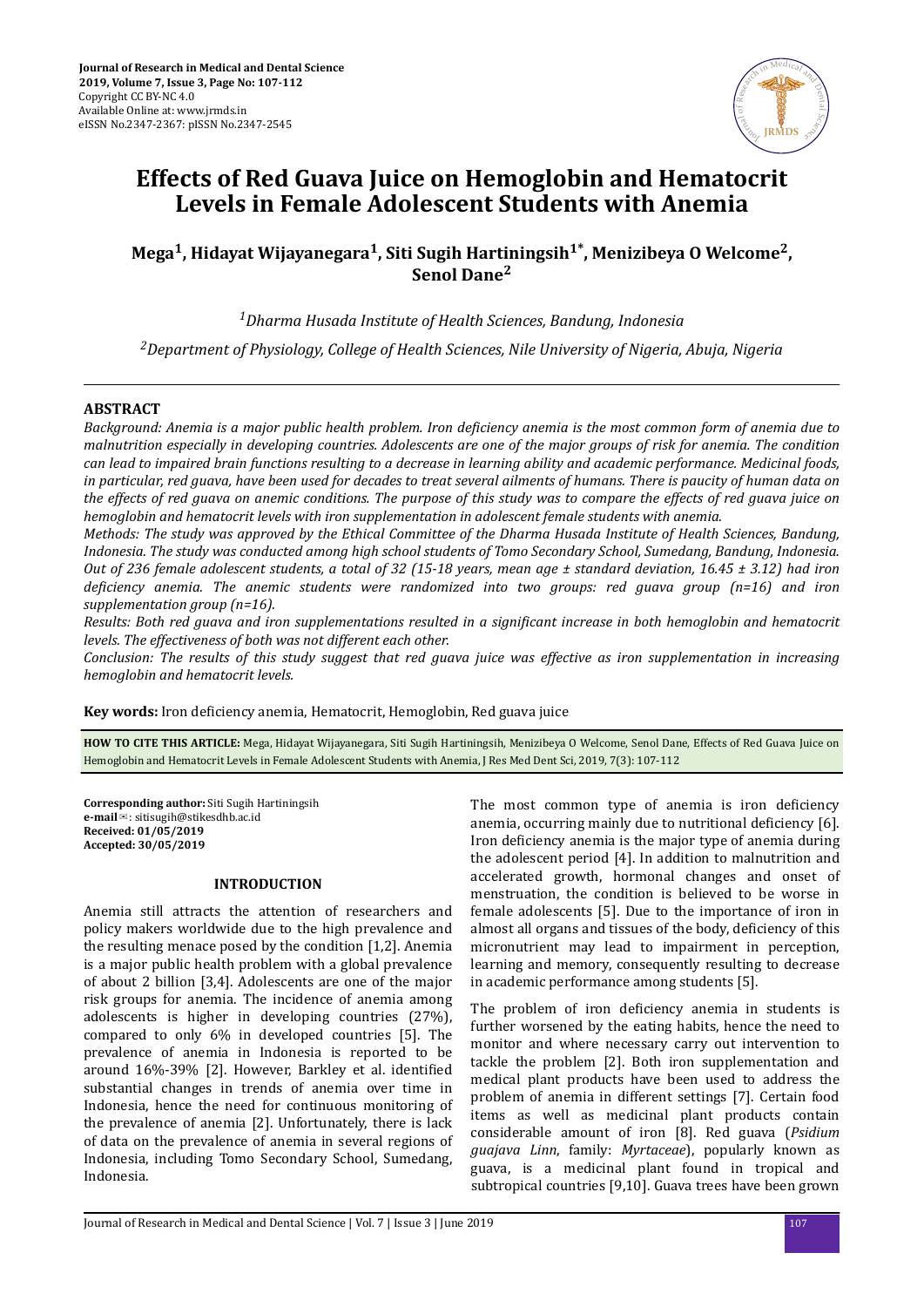# Effects of Red Guava Juice on Hemoglobin and Hematocrit Levels in Female Adolescent Students with Anemia

**Mega[1], Hidayat Wijayanegara[1], Siti Sugih Hartiningsih[1*], Menizibeya O Welcome[2], Senol Dane[2]**

*[1]Dharma Husada Institute of Health Sciences, Bandung, Indonesia*

*[2]Department of Physiology, College of Health Sciences, Nile University of Nigeria, Abuja, Nigeria*

## ABSTRACT

*Background: Anemia is a major public health problem. Iron deficiency anemia is the most common form of anemia due to malnutrition especially in developing countries. Adolescents are one of the major groups of risk for anemia. The condition can lead to impaired brain functions resulting to a decrease in learning ability and academic performance. Medicinal foods, in particular, red guava, have been used for decades to treat several ailments of humans. There is paucity of human data on the effects of red guava on anemic conditions. The purpose of this study was to compare the effects of red guava juice on hemoglobin and hematocrit levels with iron supplementation in adolescent female students with anemia.*

*Methods: The study was approved by the Ethical Committee of the Dharma Husada Institute of Health Sciences, Bandung, Indonesia. The study was conducted among high school students of Tomo Secondary School, Sumedang, Bandung, Indonesia. Out of 236 female adolescent students, a total of 32 (15-18 years, mean age ± standard deviation, 16.45 ± 3.12) had iron deficiency anemia. The anemic students were randomized into two groups: red guava group (n=16) and iron supplementation group (n=16).*

*Results: Both red guava and iron supplementations resulted in a significant increase in both hemoglobin and hematocrit levels. The effectiveness of both was not different each other.*

*Conclusion: The results of this study suggest that red guava juice was effective as iron supplementation in increasing hemoglobin and hematocrit levels.*

**Key words:** Iron deficiency anemia, Hematocrit, Hemoglobin, Red guava juice

**HOW TO CITE THIS ARTICLE:** Mega, Hidayat Wijayanegara, Siti Sugih Hartiningsih, Menizibeya O Welcome, Senol Dane, Effects of Red Guava Juice on Hemoglobin and Hematocrit Levels in Female Adolescent Students with Anemia, J Res Med Dent Sci, 2019, 7(3): 107-112

**Corresponding author:** Siti Sugih Hartiningsih
**e-mail**: sitisugih@stikesdhb.ac.id
**Received: 01/05/2019**
**Accepted: 30/05/2019**

## INTRODUCTION

Anemia still attracts the attention of researchers and policy makers worldwide due to the high prevalence and the resulting menace posed by the condition [1,2]. Anemia is a major public health problem with a global prevalence of about 2 billion [3,4]. Adolescents are one of the major risk groups for anemia. The incidence of anemia among adolescents is higher in developing countries (27%), compared to only 6% in developed countries [5]. The prevalence of anemia in Indonesia is reported to be around 16%-39% [2]. However, Barkley et al. identified substantial changes in trends of anemia over time in Indonesia, hence the need for continuous monitoring of the prevalence of anemia [2]. Unfortunately, there is lack of data on the prevalence of anemia in several regions of Indonesia, including Tomo Secondary School, Sumedang, Indonesia.

The most common type of anemia is iron deficiency anemia, occurring mainly due to nutritional deficiency [6]. Iron deficiency anemia is the major type of anemia during the adolescent period [4]. In addition to malnutrition and accelerated growth, hormonal changes and onset of menstruation, the condition is believed to be worse in female adolescents [5]. Due to the importance of iron in almost all organs and tissues of the body, deficiency of this micronutrient may lead to impairment in perception, learning and memory, consequently resulting to decrease in academic performance among students [5].

The problem of iron deficiency anemia in students is further worsened by the eating habits, hence the need to monitor and where necessary carry out intervention to tackle the problem [2]. Both iron supplementation and medical plant products have been used to address the problem of anemia in different settings [7]. Certain food items as well as medicinal plant products contain considerable amount of iron [8]. Red guava (*Psidium guajava Linn*, family: *Myrtaceae*), popularly known as guava, is a medicinal plant found in tropical and subtropical countries [9,10]. Guava trees have been grown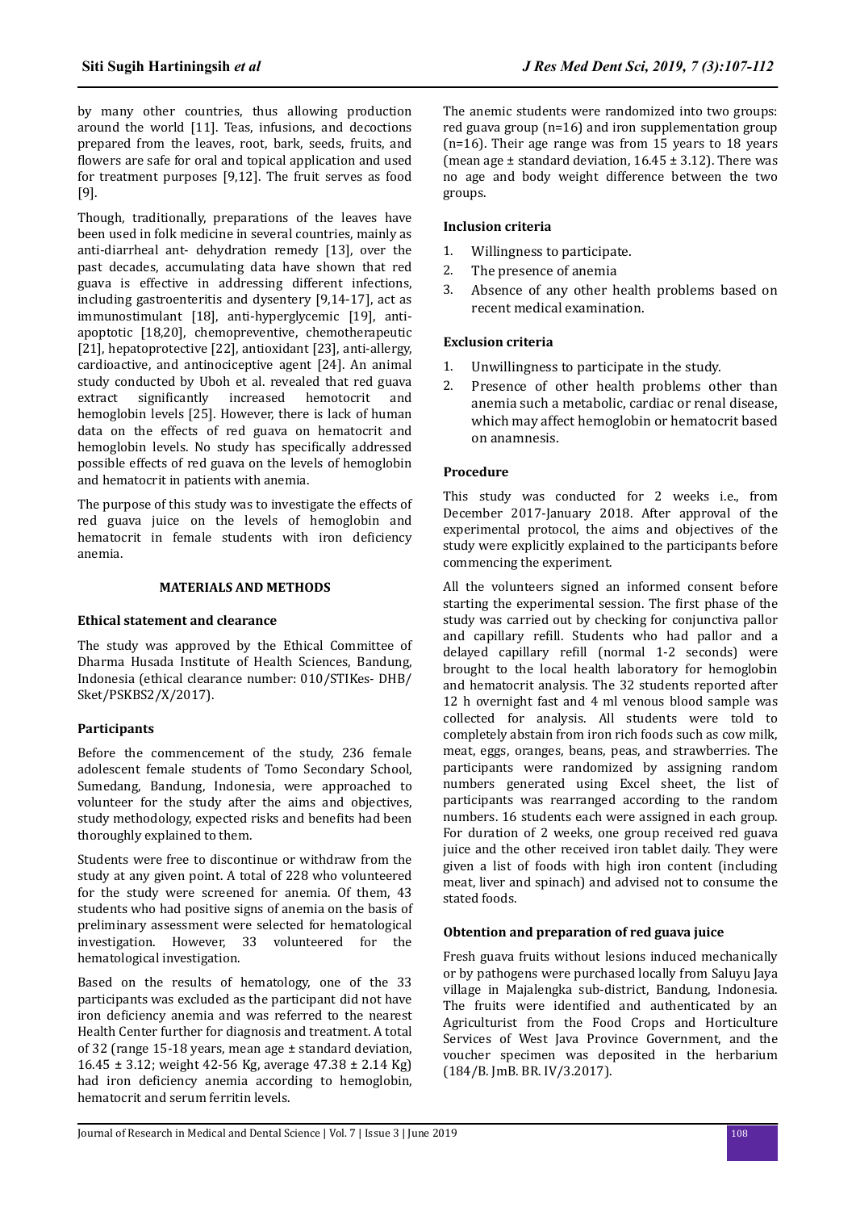by many other countries, thus allowing production around the world [11]. Teas, infusions, and decoctions prepared from the leaves, root, bark, seeds, fruits, and flowers are safe for oral and topical application and used for treatment purposes [9,12]. The fruit serves as food [9].

Though, traditionally, preparations of the leaves have been used in folk medicine in several countries, mainly as anti-diarrheal ant- dehydration remedy [13], over the past decades, accumulating data have shown that red guava is effective in addressing different infections, including gastroenteritis and dysentery [9,14-17], act as immunostimulant [18], anti-hyperglycemic [19], anti-apoptotic [18,20], chemopreventive, chemotherapeutic [21], hepatoprotective [22], antioxidant [23], anti-allergy, cardioactive, and antinociceptive agent [24]. An animal study conducted by Uboh et al. revealed that red guava extract significantly increased hemotocrit and hemoglobin levels [25]. However, there is lack of human data on the effects of red guava on hematocrit and hemoglobin levels. No study has specifically addressed possible effects of red guava on the levels of hemoglobin and hematocrit in patients with anemia.

The purpose of this study was to investigate the effects of red guava juice on the levels of hemoglobin and hematocrit in female students with iron deficiency anemia.

## MATERIALS AND METHODS

### Ethical statement and clearance

The study was approved by the Ethical Committee of Dharma Husada Institute of Health Sciences, Bandung, Indonesia (ethical clearance number: 010/STIKes- DHB/ Sket/PSKBS2/X/2017).

### Participants

Before the commencement of the study, 236 female adolescent female students of Tomo Secondary School, Sumedang, Bandung, Indonesia, were approached to volunteer for the study after the aims and objectives, study methodology, expected risks and benefits had been thoroughly explained to them.

Students were free to discontinue or withdraw from the study at any given point. A total of 228 who volunteered for the study were screened for anemia. Of them, 43 students who had positive signs of anemia on the basis of preliminary assessment were selected for hematological investigation. However, 33 volunteered for the hematological investigation.

Based on the results of hematology, one of the 33 participants was excluded as the participant did not have iron deficiency anemia and was referred to the nearest Health Center further for diagnosis and treatment. A total of 32 (range 15-18 years, mean age ± standard deviation, 16.45 ± 3.12; weight 42-56 Kg, average 47.38 ± 2.14 Kg) had iron deficiency anemia according to hemoglobin, hematocrit and serum ferritin levels.

The anemic students were randomized into two groups: red guava group (n=16) and iron supplementation group (n=16). Their age range was from 15 years to 18 years (mean age ± standard deviation, 16.45 ± 3.12). There was no age and body weight difference between the two groups.

### Inclusion criteria

1. Willingness to participate.
2. The presence of anemia
3. Absence of any other health problems based on recent medical examination.

### Exclusion criteria

1. Unwillingness to participate in the study.
2. Presence of other health problems other than anemia such a metabolic, cardiac or renal disease, which may affect hemoglobin or hematocrit based on anamnesis.

### Procedure

This study was conducted for 2 weeks i.e., from December 2017-January 2018. After approval of the experimental protocol, the aims and objectives of the study were explicitly explained to the participants before commencing the experiment.

All the volunteers signed an informed consent before starting the experimental session. The first phase of the study was carried out by checking for conjunctiva pallor and capillary refill. Students who had pallor and a delayed capillary refill (normal 1-2 seconds) were brought to the local health laboratory for hemoglobin and hematocrit analysis. The 32 students reported after 12 h overnight fast and 4 ml venous blood sample was collected for analysis. All students were told to completely abstain from iron rich foods such as cow milk, meat, eggs, oranges, beans, peas, and strawberries. The participants were randomized by assigning random numbers generated using Excel sheet, the list of participants was rearranged according to the random numbers. 16 students each were assigned in each group. For duration of 2 weeks, one group received red guava juice and the other received iron tablet daily. They were given a list of foods with high iron content (including meat, liver and spinach) and advised not to consume the stated foods.

### Obtention and preparation of red guava juice

Fresh guava fruits without lesions induced mechanically or by pathogens were purchased locally from Saluyu Jaya village in Majalengka sub-district, Bandung, Indonesia. The fruits were identified and authenticated by an Agriculturist from the Food Crops and Horticulture Services of West Java Province Government, and the voucher specimen was deposited in the herbarium (184/B. JmB. BR. IV/3.2017).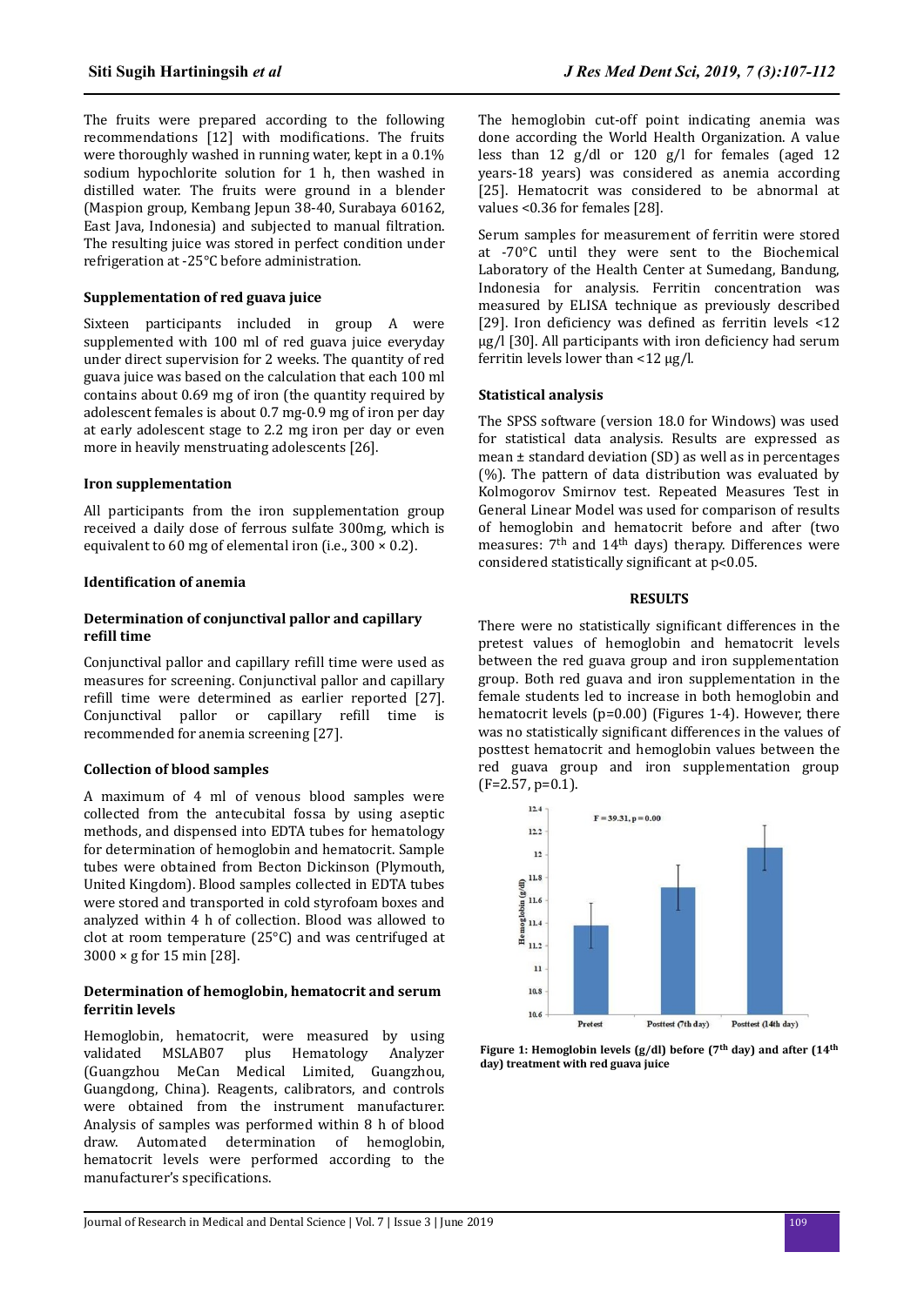The fruits were prepared according to the following recommendations [12] with modifications. The fruits were thoroughly washed in running water, kept in a 0.1% sodium hypochlorite solution for 1 h, then washed in distilled water. The fruits were ground in a blender (Maspion group, Kembang Jepun 38-40, Surabaya 60162, East Java, Indonesia) and subjected to manual filtration. The resulting juice was stored in perfect condition under refrigeration at -25°C before administration.

### Supplementation of red guava juice

Sixteen participants included in group A were supplemented with 100 ml of red guava juice everyday under direct supervision for 2 weeks. The quantity of red guava juice was based on the calculation that each 100 ml contains about 0.69 mg of iron (the quantity required by adolescent females is about 0.7 mg-0.9 mg of iron per day at early adolescent stage to 2.2 mg iron per day or even more in heavily menstruating adolescents [26].

### Iron supplementation

All participants from the iron supplementation group received a daily dose of ferrous sulfate 300mg, which is equivalent to 60 mg of elemental iron (i.e., 300 × 0.2).

### Identification of anemia

#### Determination of conjunctival pallor and capillary refill time

Conjunctival pallor and capillary refill time were used as measures for screening. Conjunctival pallor and capillary refill time were determined as earlier reported [27]. Conjunctival pallor or capillary refill time is recommended for anemia screening [27].

### Collection of blood samples

A maximum of 4 ml of venous blood samples were collected from the antecubital fossa by using aseptic methods, and dispensed into EDTA tubes for hematology for determination of hemoglobin and hematocrit. Sample tubes were obtained from Becton Dickinson (Plymouth, United Kingdom). Blood samples collected in EDTA tubes were stored and transported in cold styrofoam boxes and analyzed within 4 h of collection. Blood was allowed to clot at room temperature (25°C) and was centrifuged at 3000 × g for 15 min [28].

### Determination of hemoglobin, hematocrit and serum ferritin levels

Hemoglobin, hematocrit, were measured by using validated MSLAB07 plus Hematology Analyzer (Guangzhou MeCan Medical Limited, Guangzhou, Guangdong, China). Reagents, calibrators, and controls were obtained from the instrument manufacturer. Analysis of samples was performed within 8 h of blood draw. Automated determination of hemoglobin, hematocrit levels were performed according to the manufacturer's specifications.

The hemoglobin cut-off point indicating anemia was done according the World Health Organization. A value less than 12 g/dl or 120 g/l for females (aged 12 years-18 years) was considered as anemia according [25]. Hematocrit was considered to be abnormal at values <0.36 for females [28].

Serum samples for measurement of ferritin were stored at -70°C until they were sent to the Biochemical Laboratory of the Health Center at Sumedang, Bandung, Indonesia for analysis. Ferritin concentration was measured by ELISA technique as previously described [29]. Iron deficiency was defined as ferritin levels <12 µg/l [30]. All participants with iron deficiency had serum ferritin levels lower than <12 µg/l.

### Statistical analysis

The SPSS software (version 18.0 for Windows) was used for statistical data analysis. Results are expressed as mean ± standard deviation (SD) as well as in percentages (%). The pattern of data distribution was evaluated by Kolmogorov Smirnov test. Repeated Measures Test in General Linear Model was used for comparison of results of hemoglobin and hematocrit before and after (two measures: 7th and 14th days) therapy. Differences were considered statistically significant at $p<0.05$.

## RESULTS

There were no statistically significant differences in the pretest values of hemoglobin and hematocrit levels between the red guava group and iron supplementation group. Both red guava and iron supplementation in the female students led to increase in both hemoglobin and hematocrit levels ($p=0.00$) (Figures 1-4). However, there was no statistically significant differences in the values of posttest hematocrit and hemoglobin values between the red guava group and iron supplementation group ($F=2.57$, $p=0.1$).

**Figure 1: Hemoglobin levels (g/dl) before (7th day) and after (14th day) treatment with red guava juice**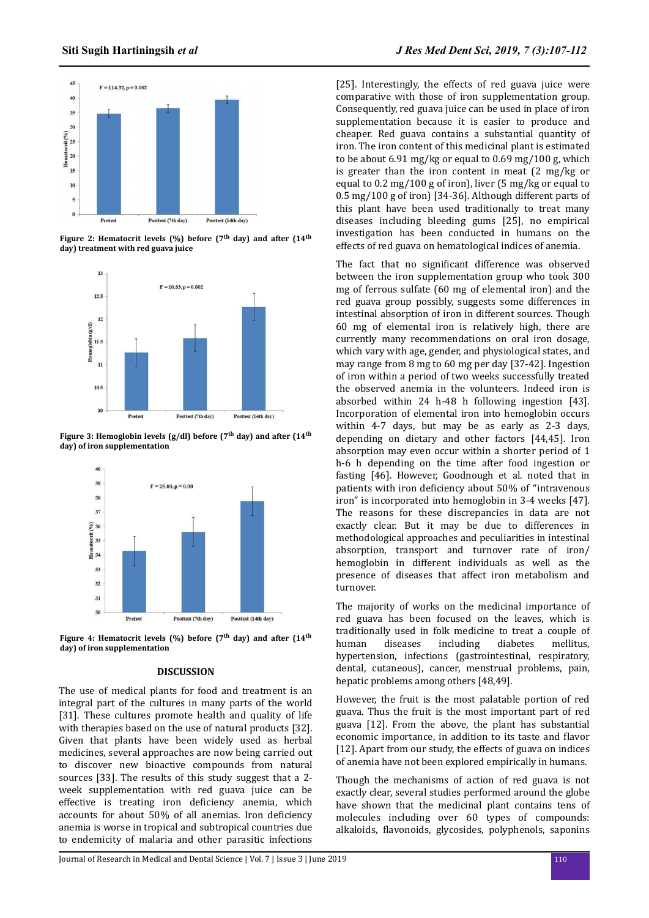Figure 2: Hematocrit levels (%) before (7th day) and after (14th day) treatment with red guava juice

Figure 3: Hemoglobin levels (g/dl) before (7th day) and after (14th day) of iron supplementation

Figure 4: Hematocrit levels (%) before (7th day) and after (14th day) of iron supplementation

## DISCUSSION

The use of medical plants for food and treatment is an integral part of the cultures in many parts of the world [31]. These cultures promote health and quality of life with therapies based on the use of natural products [32]. Given that plants have been widely used as herbal medicines, several approaches are now being carried out to discover new bioactive compounds from natural sources [33]. The results of this study suggest that a 2-week supplementation with red guava juice can be effective is treating iron deficiency anemia, which accounts for about 50% of all anemias. Iron deficiency anemia is worse in tropical and subtropical countries due to endemicity of malaria and other parasitic infections [25]. Interestingly, the effects of red guava juice were comparative with those of iron supplementation group. Consequently, red guava juice can be used in place of iron supplementation because it is easier to produce and cheaper. Red guava contains a substantial quantity of iron. The iron content of this medicinal plant is estimated to be about 6.91 mg/kg or equal to 0.69 mg/100 g, which is greater than the iron content in meat (2 mg/kg or equal to 0.2 mg/100 g of iron), liver (5 mg/kg or equal to 0.5 mg/100 g of iron) [34-36]. Although different parts of this plant have been used traditionally to treat many diseases including bleeding gums [25], no empirical investigation has been conducted in humans on the effects of red guava on hematological indices of anemia.

The fact that no significant difference was observed between the iron supplementation group who took 300 mg of ferrous sulfate (60 mg of elemental iron) and the red guava group possibly, suggests some differences in intestinal absorption of iron in different sources. Though 60 mg of elemental iron is relatively high, there are currently many recommendations on oral iron dosage, which vary with age, gender, and physiological states, and may range from 8 mg to 60 mg per day [37-42]. Ingestion of iron within a period of two weeks successfully treated the observed anemia in the volunteers. Indeed iron is absorbed within 24 h-48 h following ingestion [43]. Incorporation of elemental iron into hemoglobin occurs within 4-7 days, but may be as early as 2-3 days, depending on dietary and other factors [44,45]. Iron absorption may even occur within a shorter period of 1 h-6 h depending on the time after food ingestion or fasting [46]. However, Goodnough et al. noted that in patients with iron deficiency about 50% of "intravenous iron" is incorporated into hemoglobin in 3-4 weeks [47]. The reasons for these discrepancies in data are not exactly clear. But it may be due to differences in methodological approaches and peculiarities in intestinal absorption, transport and turnover rate of iron/hemoglobin in different individuals as well as the presence of diseases that affect iron metabolism and turnover.

The majority of works on the medicinal importance of red guava has been focused on the leaves, which is traditionally used in folk medicine to treat a couple of human diseases including diabetes mellitus, hypertension, infections (gastrointestinal, respiratory, dental, cutaneous), cancer, menstrual problems, pain, hepatic problems among others [48,49].

However, the fruit is the most palatable portion of red guava. Thus the fruit is the most important part of red guava [12]. From the above, the plant has substantial economic importance, in addition to its taste and flavor [12]. Apart from our study, the effects of guava on indices of anemia have not been explored empirically in humans.

Though the mechanisms of action of red guava is not exactly clear, several studies performed around the globe have shown that the medicinal plant contains tens of molecules including over 60 types of compounds: alkaloids, flavonoids, glycosides, polyphenols, saponins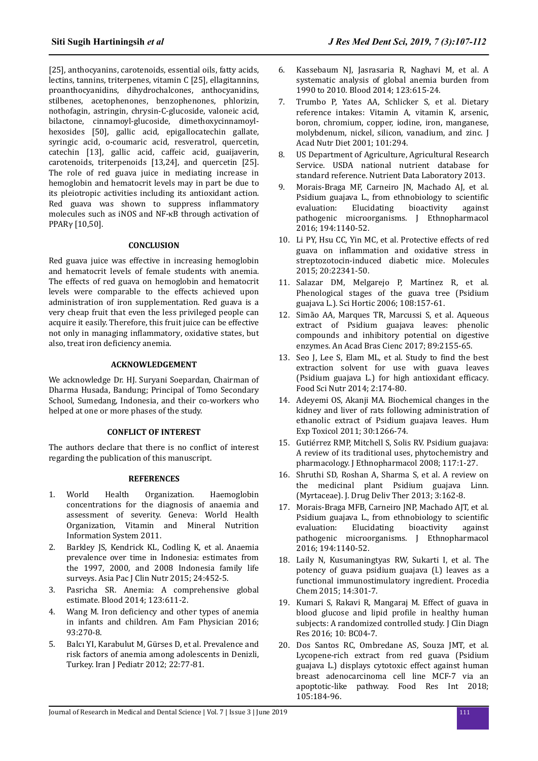[25], anthocyanins, carotenoids, essential oils, fatty acids, lectins, tannins, triterpenes, vitamin C [25], ellagitannins, proanthocyanidins, dihydrochalcones, anthocyanidins, stilbenes, acetophenones, benzophenones, phlorizin, nothofagin, astringin, chrysin-C-glucoside, valoneic acid, bilactone, cinnamoyl-glucoside, dimethoxycinnamoyl-hexosides [50], gallic acid, epigallocatechin gallate, syringic acid, o-coumaric acid, resveratrol, quercetin, catechin [13], gallic acid, caffeic acid, guaijaverin, carotenoids, triterpenoids [13,24], and quercetin [25]. The role of red guava juice in mediating increase in hemoglobin and hematocrit levels may in part be due to its pleiotropic activities including its antioxidant action. Red guava was shown to suppress inflammatory molecules such as iNOS and NF-κB through activation of PPARγ [10,50].

## CONCLUSION

Red guava juice was effective in increasing hemoglobin and hematocrit levels of female students with anemia. The effects of red guava on hemoglobin and hematocrit levels were comparable to the effects achieved upon administration of iron supplementation. Red guava is a very cheap fruit that even the less privileged people can acquire it easily. Therefore, this fruit juice can be effective not only in managing inflammatory, oxidative states, but also, treat iron deficiency anemia.

## ACKNOWLEDGEMENT

We acknowledge Dr. HJ. Suryani Soepardan, Chairman of Dharma Husada, Bandung; Principal of Tomo Secondary School, Sumedang, Indonesia, and their co-workers who helped at one or more phases of the study.

## CONFLICT OF INTEREST

The authors declare that there is no conflict of interest regarding the publication of this manuscript.

## REFERENCES

1. World Health Organization. Haemoglobin concentrations for the diagnosis of anaemia and assessment of severity. Geneva: World Health Organization, Vitamin and Mineral Nutrition Information System 2011.
2. Barkley JS, Kendrick KL, Codling K, et al. Anaemia prevalence over time in Indonesia: estimates from the 1997, 2000, and 2008 Indonesia family life surveys. Asia Pac J Clin Nutr 2015; 24:452-5.
3. Pasricha SR. Anemia: A comprehensive global estimate. Blood 2014; 123:611-2.
4. Wang M. Iron deficiency and other types of anemia in infants and children. Am Fam Physician 2016; 93:270-8.
5. Balcı YI, Karabulut M, Gürses D, et al. Prevalence and risk factors of anemia among adolescents in Denizli, Turkey. Iran J Pediatr 2012; 22:77-81.
6. Kassebaum NJ, Jasrasaria R, Naghavi M, et al. A systematic analysis of global anemia burden from 1990 to 2010. Blood 2014; 123:615-24.
7. Trumbo P, Yates AA, Schlicker S, et al. Dietary reference intakes: Vitamin A, vitamin K, arsenic, boron, chromium, copper, iodine, iron, manganese, molybdenum, nickel, silicon, vanadium, and zinc. J Acad Nutr Diet 2001; 101:294.
8. US Department of Agriculture, Agricultural Research Service. USDA national nutrient database for standard reference. Nutrient Data Laboratory 2013.
9. Morais-Braga MF, Carneiro JN, Machado AJ, et al. Psidium guajava L., from ethnobiology to scientific evaluation: Elucidating bioactivity against pathogenic microorganisms. J Ethnopharmacol 2016; 194:1140-52.
10. Li PY, Hsu CC, Yin MC, et al. Protective effects of red guava on inflammation and oxidative stress in streptozotocin-induced diabetic mice. Molecules 2015; 20:22341-50.
11. Salazar DM, Melgarejo P, Martínez R, et al. Phenological stages of the guava tree (Psidium guajava L.). Sci Hortic 2006; 108:157-61.
12. Simão AA, Marques TR, Marcussi S, et al. Aqueous extract of Psidium guajava leaves: phenolic compounds and inhibitory potential on digestive enzymes. An Acad Bras Cienc 2017; 89:2155-65.
13. Seo J, Lee S, Elam ML, et al. Study to find the best extraction solvent for use with guava leaves (Psidium guajava L.) for high antioxidant efficacy. Food Sci Nutr 2014; 2:174-80.
14. Adeyemi OS, Akanji MA. Biochemical changes in the kidney and liver of rats following administration of ethanolic extract of Psidium guajava leaves. Hum Exp Toxicol 2011; 30:1266-74.
15. Gutiérrez RMP, Mitchell S, Solis RV. Psidium guajava: A review of its traditional uses, phytochemistry and pharmacology. J Ethnopharmacol 2008; 117:1-27.
16. Shruthi SD, Roshan A, Sharma S, et al. A review on the medicinal plant Psidium guajava Linn. (Myrtaceae). J. Drug Deliv Ther 2013; 3:162-8.
17. Morais-Braga MFB, Carneiro JNP, Machado AJT, et al. Psidium guajava L., from ethnobiology to scientific evaluation: Elucidating bioactivity against pathogenic microorganisms. J Ethnopharmacol 2016; 194:1140-52.
18. Laily N, Kusumaningtyas RW, Sukarti I, et al. The potency of guava psidium guajava (l.) leaves as a functional immunostimulatory ingredient. Procedia Chem 2015; 14:301-7.
19. Kumari S, Rakavi R, Mangaraj M. Effect of guava in blood glucose and lipid profile in healthy human subjects: A randomized controlled study. J Clin Diagn Res 2016; 10: BC04-7.
20. Dos Santos RC, Ombredane AS, Souza JMT, et al. Lycopene-rich extract from red guava (Psidium guajava L.) displays cytotoxic effect against human breast adenocarcinoma cell line MCF-7 via an apoptotic-like pathway. Food Res Int 2018; 105:184-96.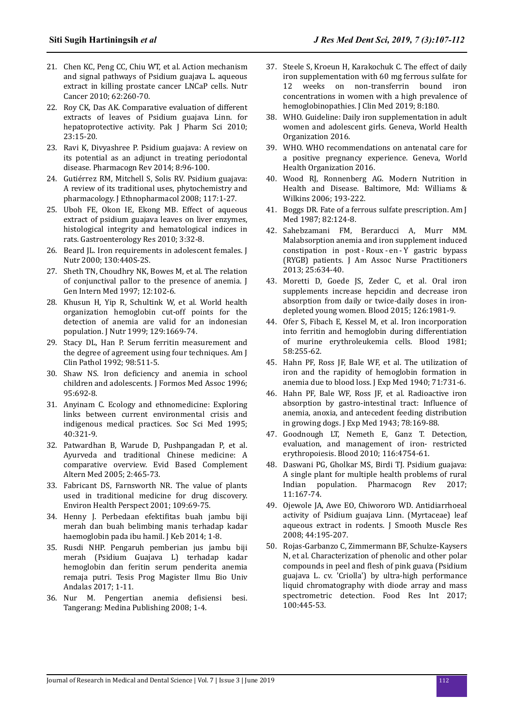21. Chen KC, Peng CC, Chiu WT, et al. Action mechanism and signal pathways of Psidium guajava L. aqueous extract in killing prostate cancer LNCaP cells. Nutr Cancer 2010; 62:260-70.
22. Roy CK, Das AK. Comparative evaluation of different extracts of leaves of Psidium guajava Linn. for hepatoprotective activity. Pak J Pharm Sci 2010; 23:15-20.
23. Ravi K, Divyashree P. Psidium guajava: A review on its potential as an adjunct in treating periodontal disease. Pharmacogn Rev 2014; 8:96-100.
24. Gutiérrez RM, Mitchell S, Solis RV. Psidium guajava: A review of its traditional uses, phytochemistry and pharmacology. J Ethnopharmacol 2008; 117:1-27.
25. Uboh FE, Okon IE, Ekong MB. Effect of aqueous extract of psidium guajava leaves on liver enzymes, histological integrity and hematological indices in rats. Gastroenterology Res 2010; 3:32-8.
26. Beard JL. Iron requirements in adolescent females. J Nutr 2000; 130:440S-2S.
27. Sheth TN, Choudhry NK, Bowes M, et al. The relation of conjunctival pallor to the presence of anemia. J Gen Intern Med 1997; 12:102-6.
28. Khusun H, Yip R, Schultink W, et al. World health organization hemoglobin cut-off points for the detection of anemia are valid for an indonesian population. J Nutr 1999; 129:1669-74.
29. Stacy DL, Han P. Serum ferritin measurement and the degree of agreement using four techniques. Am J Clin Pathol 1992; 98:511-5.
30. Shaw NS. Iron deficiency and anemia in school children and adolescents. J Formos Med Assoc 1996; 95:692-8.
31. Anyinam C. Ecology and ethnomedicine: Exploring links between current environmental crisis and indigenous medical practices. Soc Sci Med 1995; 40:321-9.
32. Patwardhan B, Warude D, Pushpangadan P, et al. Ayurveda and traditional Chinese medicine: A comparative overview. Evid Based Complement Altern Med 2005; 2:465-73.
33. Fabricant DS, Farnsworth NR. The value of plants used in traditional medicine for drug discovery. Environ Health Perspect 2001; 109:69-75.
34. Henny J. Perbedaan efektifitas buah jambu biji merah dan buah belimbing manis terhadap kadar haemoglobin pada ibu hamil. J Keb 2014; 1-8.
35. Rusdi NHP. Pengaruh pemberian jus jambu biji merah (Psidium Guajava L) terhadap kadar hemoglobin dan feritin serum penderita anemia remaja putri. Tesis Prog Magister Ilmu Bio Univ Andalas 2017; 1-11.
36. Nur M. Pengertian anemia defisiensi besi. Tangerang: Medina Publishing 2008; 1-4.
37. Steele S, Kroeun H, Karakochuk C. The effect of daily iron supplementation with 60 mg ferrous sulfate for 12 weeks on non-transferrin bound iron concentrations in women with a high prevalence of hemoglobinopathies. J Clin Med 2019; 8:180.
38. WHO. Guideline: Daily iron supplementation in adult women and adolescent girls. Geneva, World Health Organization 2016.
39. WHO. WHO recommendations on antenatal care for a positive pregnancy experience. Geneva, World Health Organization 2016.
40. Wood RJ, Ronnenberg AG. Modern Nutrition in Health and Disease. Baltimore, Md: Williams & Wilkins 2006; 193-222.
41. Boggs DR. Fate of a ferrous sulfate prescription. Am J Med 1987; 82:124-8.
42. Sahebzamani FM, Berarducci A, Murr MM. Malabsorption anemia and iron supplement induced constipation in post-Roux-en-Y gastric bypass (RYGB) patients. J Am Assoc Nurse Practitioners 2013; 25:634-40.
43. Moretti D, Goede JS, Zeder C, et al. Oral iron supplements increase hepcidin and decrease iron absorption from daily or twice-daily doses in iron-depleted young women. Blood 2015; 126:1981-9.
44. Ofer S, Fibach E, Kessel M, et al. Iron incorporation into ferritin and hemoglobin during differentiation of murine erythroleukemia cells. Blood 1981; 58:255-62.
45. Hahn PF, Ross JF, Bale WF, et al. The utilization of iron and the rapidity of hemoglobin formation in anemia due to blood loss. J Exp Med 1940; 71:731-6.
46. Hahn PF, Bale WF, Ross JF, et al. Radioactive iron absorption by gastro-intestinal tract: Influence of anemia, anoxia, and antecedent feeding distribution in growing dogs. J Exp Med 1943; 78:169-88.
47. Goodnough LT, Nemeth E, Ganz T. Detection, evaluation, and management of iron- restricted erythropoiesis. Blood 2010; 116:4754-61.
48. Daswani PG, Gholkar MS, Birdi TJ. Psidium guajava: A single plant for multiple health problems of rural Indian population. Pharmacogn Rev 2017; 11:167-74.
49. Ojewole JA, Awe EO, Chiwororo WD. Antidiarrhoeal activity of Psidium guajava Linn. (Myrtaceae) leaf aqueous extract in rodents. J Smooth Muscle Res 2008; 44:195-207.
50. Rojas-Garbanzo C, Zimmermann BF, Schulze-Kaysers N, et al. Characterization of phenolic and other polar compounds in peel and flesh of pink guava (Psidium guajava L. cv. 'Criolla') by ultra-high performance liquid chromatography with diode array and mass spectrometric detection. Food Res Int 2017; 100:445-53.